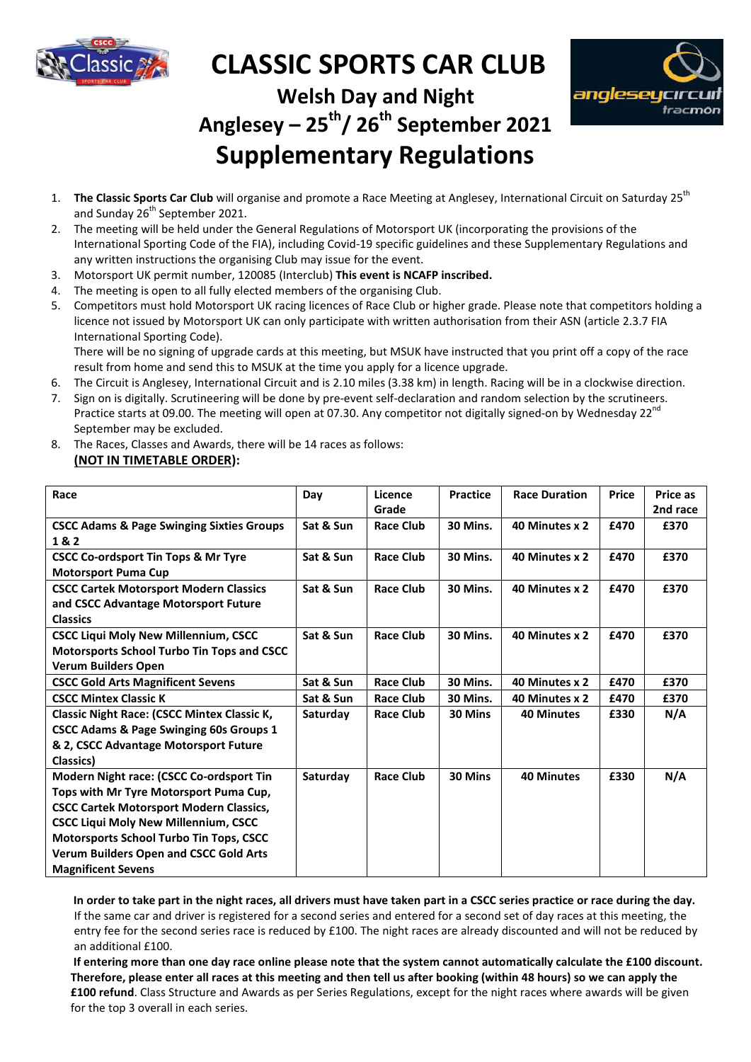# CLASSIC SPORTS CAR CLUB

## Welsh Day and Night

## Anglesey – 25th / 26th September 2021

# Supplementary Regulations

1. **The Classic Sports Car Club** will organise and promote a Race Meeting at Anglesey, International Circuit on Saturday 25th and Sunday 26th September 2021.
2. The meeting will be held under the General Regulations of Motorsport UK (incorporating the provisions of the International Sporting Code of the FIA), including Covid-19 specific guidelines and these Supplementary Regulations and any written instructions the organising Club may issue for the event.
3. Motorsport UK permit number, 120085 (Interclub) **This event is NCAFP inscribed.**
4. The meeting is open to all fully elected members of the organising Club.
5. Competitors must hold Motorsport UK racing licences of Race Club or higher grade. Please note that competitors holding a licence not issued by Motorsport UK can only participate with written authorisation from their ASN (article 2.3.7 FIA International Sporting Code).
   There will be no signing of upgrade cards at this meeting, but MSUK have instructed that you print off a copy of the race result from home and send this to MSUK at the time you apply for a licence upgrade.
6. The Circuit is Anglesey, International Circuit and is 2.10 miles (3.38 km) in length. Racing will be in a clockwise direction.
7. Sign on is digitally. Scrutineering will be done by pre-event self-declaration and random selection by the scrutineers. Practice starts at 09.00. The meeting will open at 07.30. Any competitor not digitally signed-on by Wednesday 22nd September may be excluded.
8. The Races, Classes and Awards, there will be 14 races as follows:
   **(NOT IN TIMETABLE ORDER):**

| Race | Day | Licence Grade | Practice | Race Duration | Price | Price as 2nd race |
|---|---|---|---|---|---|---|
| **CSCC Adams & Page Swinging Sixties Groups 1 & 2** | **Sat & Sun** | **Race Club** | **30 Mins.** | **40 Minutes x 2** | **£470** | **£370** |
| **CSCC Co-ordsport Tin Tops & Mr Tyre Motorsport Puma Cup** | **Sat & Sun** | **Race Club** | **30 Mins.** | **40 Minutes x 2** | **£470** | **£370** |
| **CSCC Cartek Motorsport Modern Classics and CSCC Advantage Motorsport Future Classics** | **Sat & Sun** | **Race Club** | **30 Mins.** | **40 Minutes x 2** | **£470** | **£370** |
| **CSCC Liqui Moly New Millennium, CSCC Motorsports School Turbo Tin Tops and CSCC Verum Builders Open** | **Sat & Sun** | **Race Club** | **30 Mins.** | **40 Minutes x 2** | **£470** | **£370** |
| **CSCC Gold Arts Magnificent Sevens** | **Sat & Sun** | **Race Club** | **30 Mins.** | **40 Minutes x 2** | **£470** | **£370** |
| **CSCC Mintex Classic K** | **Sat & Sun** | **Race Club** | **30 Mins.** | **40 Minutes x 2** | **£470** | **£370** |
| **Classic Night Race: (CSCC Mintex Classic K, CSCC Adams & Page Swinging 60s Groups 1 & 2, CSCC Advantage Motorsport Future Classics)** | **Saturday** | **Race Club** | **30 Mins** | **40 Minutes** | **£330** | **N/A** |
| **Modern Night race: (CSCC Co-ordsport Tin Tops with Mr Tyre Motorsport Puma Cup, CSCC Cartek Motorsport Modern Classics, CSCC Liqui Moly New Millennium, CSCC Motorsports School Turbo Tin Tops, CSCC Verum Builders Open and CSCC Gold Arts Magnificent Sevens** | **Saturday** | **Race Club** | **30 Mins** | **40 Minutes** | **£330** | **N/A** |

**In order to take part in the night races, all drivers must have taken part in a CSCC series practice or race during the day.** If the same car and driver is registered for a second series and entered for a second set of day races at this meeting, the entry fee for the second series race is reduced by £100. The night races are already discounted and will not be reduced by an additional £100.

**If entering more than one day race online please note that the system cannot automatically calculate the £100 discount. Therefore, please enter all races at this meeting and then tell us after booking (within 48 hours) so we can apply the £100 refund**. Class Structure and Awards as per Series Regulations, except for the night races where awards will be given for the top 3 overall in each series.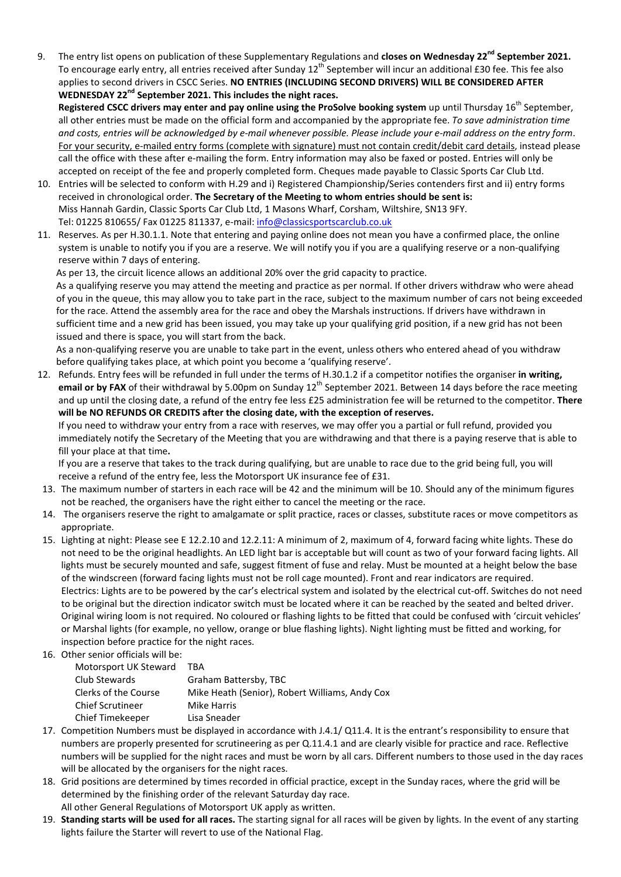9. The entry list opens on publication of these Supplementary Regulations and **closes on Wednesday 22nd September 2021.** To encourage early entry, all entries received after Sunday 12th September will incur an additional £30 fee. This fee also applies to second drivers in CSCC Series. **NO ENTRIES (INCLUDING SECOND DRIVERS) WILL BE CONSIDERED AFTER WEDNESDAY 22nd September 2021. This includes the night races.**
   **Registered CSCC drivers may enter and pay online using the ProSolve booking system** up until Thursday 16th September, all other entries must be made on the official form and accompanied by the appropriate fee. *To save administration time and costs, entries will be acknowledged by e-mail whenever possible. Please include your e-mail address on the entry form*. For your security, e-mailed entry forms (complete with signature) must not contain credit/debit card details, instead please call the office with these after e-mailing the form. Entry information may also be faxed or posted. Entries will only be accepted on receipt of the fee and properly completed form. Cheques made payable to Classic Sports Car Club Ltd.

10. Entries will be selected to conform with H.29 and i) Registered Championship/Series contenders first and ii) entry forms received in chronological order. **The Secretary of the Meeting to whom entries should be sent is:**
    Miss Hannah Gardin, Classic Sports Car Club Ltd, 1 Masons Wharf, Corsham, Wiltshire, SN13 9FY.
    Tel: 01225 810655/ Fax 01225 811337, e-mail: info@classicsportscarclub.co.uk

11. Reserves. As per H.30.1.1. Note that entering and paying online does not mean you have a confirmed place, the online system is unable to notify you if you are a reserve. We will notify you if you are a qualifying reserve or a non-qualifying reserve within 7 days of entering.
    As per 13, the circuit licence allows an additional 20% over the grid capacity to practice.
    As a qualifying reserve you may attend the meeting and practice as per normal. If other drivers withdraw who were ahead of you in the queue, this may allow you to take part in the race, subject to the maximum number of cars not being exceeded for the race. Attend the assembly area for the race and obey the Marshals instructions. If drivers have withdrawn in sufficient time and a new grid has been issued, you may take up your qualifying grid position, if a new grid has not been issued and there is space, you will start from the back.
    As a non-qualifying reserve you are unable to take part in the event, unless others who entered ahead of you withdraw before qualifying takes place, at which point you become a 'qualifying reserve'.

12. Refunds. Entry fees will be refunded in full under the terms of H.30.1.2 if a competitor notifies the organiser **in writing, email or by FAX** of their withdrawal by 5.00pm on Sunday 12th September 2021. Between 14 days before the race meeting and up until the closing date, a refund of the entry fee less £25 administration fee will be returned to the competitor. **There will be NO REFUNDS OR CREDITS after the closing date, with the exception of reserves.**
    If you need to withdraw your entry from a race with reserves, we may offer you a partial or full refund, provided you immediately notify the Secretary of the Meeting that you are withdrawing and that there is a paying reserve that is able to fill your place at that time**.**
    If you are a reserve that takes to the track during qualifying, but are unable to race due to the grid being full, you will receive a refund of the entry fee, less the Motorsport UK insurance fee of £31.

13. The maximum number of starters in each race will be 42 and the minimum will be 10. Should any of the minimum figures not be reached, the organisers have the right either to cancel the meeting or the race.

14. The organisers reserve the right to amalgamate or split practice, races or classes, substitute races or move competitors as appropriate.

15. Lighting at night: Please see E 12.2.10 and 12.2.11: A minimum of 2, maximum of 4, forward facing white lights. These do not need to be the original headlights. An LED light bar is acceptable but will count as two of your forward facing lights. All lights must be securely mounted and safe, suggest fitment of fuse and relay. Must be mounted at a height below the base of the windscreen (forward facing lights must not be roll cage mounted). Front and rear indicators are required.
    Electrics: Lights are to be powered by the car's electrical system and isolated by the electrical cut-off. Switches do not need to be original but the direction indicator switch must be located where it can be reached by the seated and belted driver. Original wiring loom is not required. No coloured or flashing lights to be fitted that could be confused with 'circuit vehicles' or Marshal lights (for example, no yellow, orange or blue flashing lights). Night lighting must be fitted and working, for inspection before practice for the night races.

16. Other senior officials will be:

| | |
|---|---|
| Motorsport UK Steward | TBA |
| Club Stewards | Graham Battersby, TBC |
| Clerks of the Course | Mike Heath (Senior), Robert Williams, Andy Cox |
| Chief Scrutineer | Mike Harris |
| Chief Timekeeper | Lisa Sneader |

17. Competition Numbers must be displayed in accordance with J.4.1/ Q11.4. It is the entrant's responsibility to ensure that numbers are properly presented for scrutineering as per Q.11.4.1 and are clearly visible for practice and race. Reflective numbers will be supplied for the night races and must be worn by all cars. Different numbers to those used in the day races will be allocated by the organisers for the night races.

18. Grid positions are determined by times recorded in official practice, except in the Sunday races, where the grid will be determined by the finishing order of the relevant Saturday day race.
    All other General Regulations of Motorsport UK apply as written.

19. **Standing starts will be used for all races.** The starting signal for all races will be given by lights. In the event of any starting lights failure the Starter will revert to use of the National Flag.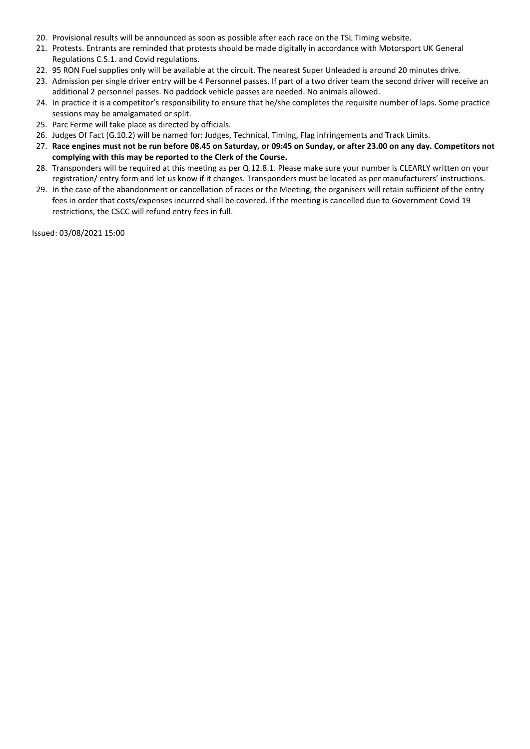20. Provisional results will be announced as soon as possible after each race on the TSL Timing website.
21. Protests. Entrants are reminded that protests should be made digitally in accordance with Motorsport UK General Regulations C.5.1. and Covid regulations.
22. 95 RON Fuel supplies only will be available at the circuit. The nearest Super Unleaded is around 20 minutes drive.
23. Admission per single driver entry will be 4 Personnel passes. If part of a two driver team the second driver will receive an additional 2 personnel passes. No paddock vehicle passes are needed. No animals allowed.
24. In practice it is a competitor's responsibility to ensure that he/she completes the requisite number of laps. Some practice sessions may be amalgamated or split.
25. Parc Ferme will take place as directed by officials.
26. Judges Of Fact (G.10.2) will be named for: Judges, Technical, Timing, Flag infringements and Track Limits.
27. **Race engines must not be run before 08.45 on Saturday, or 09:45 on Sunday, or after 23.00 on any day. Competitors not complying with this may be reported to the Clerk of the Course.**
28. Transponders will be required at this meeting as per Q.12.8.1. Please make sure your number is CLEARLY written on your registration/ entry form and let us know if it changes. Transponders must be located as per manufacturers' instructions.
29. In the case of the abandonment or cancellation of races or the Meeting, the organisers will retain sufficient of the entry fees in order that costs/expenses incurred shall be covered. If the meeting is cancelled due to Government Covid 19 restrictions, the CSCC will refund entry fees in full.

Issued: 03/08/2021 15:00